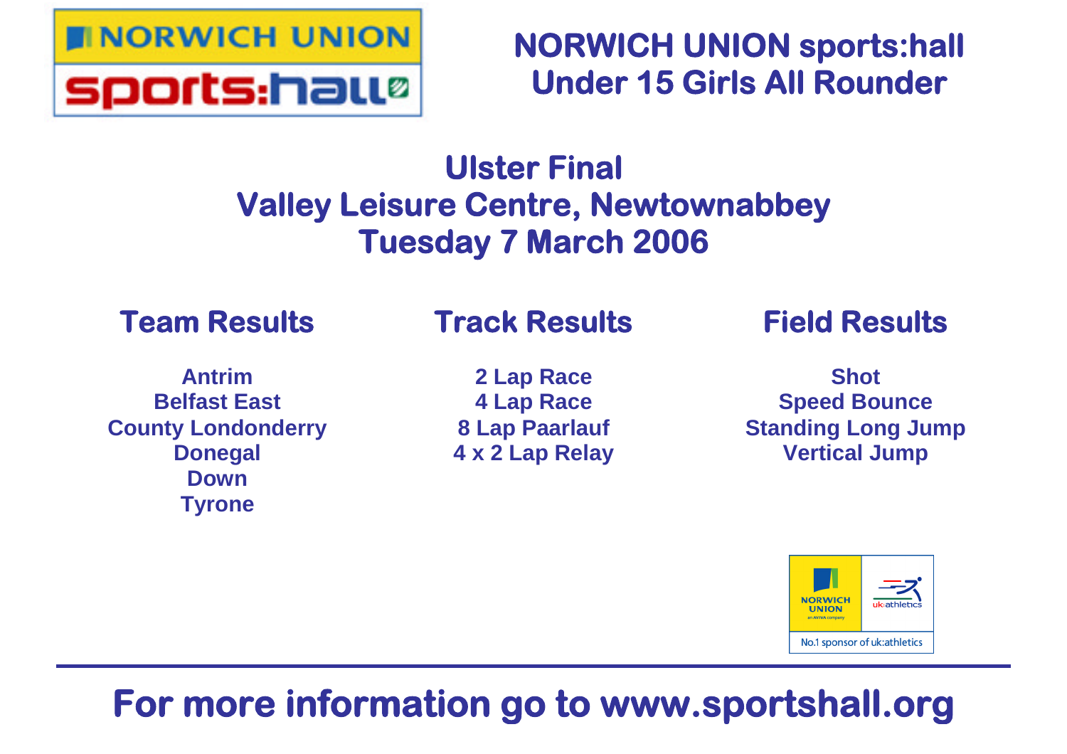# NORWICH UNION sports:hall Under 15 Girls All Rounder

## Ulster Final
## Valley Leisure Centre, Newtownabbey
## Tuesday 7 March 2006

### Team Results

- Antrim
- Belfast East
- County Londonderry
- Donegal
- Down
- Tyrone

### Track Results

- 2 Lap Race
- 4 Lap Race
- 8 Lap Paarlauf
- 4 x 2 Lap Relay

### Field Results

- Shot
- Speed Bounce
- Standing Long Jump
- Vertical Jump

NORWICH UNION an AVIVA company | uk:athletics
No.1 sponsor of uk:athletics

**For more information go to www.sportshall.org**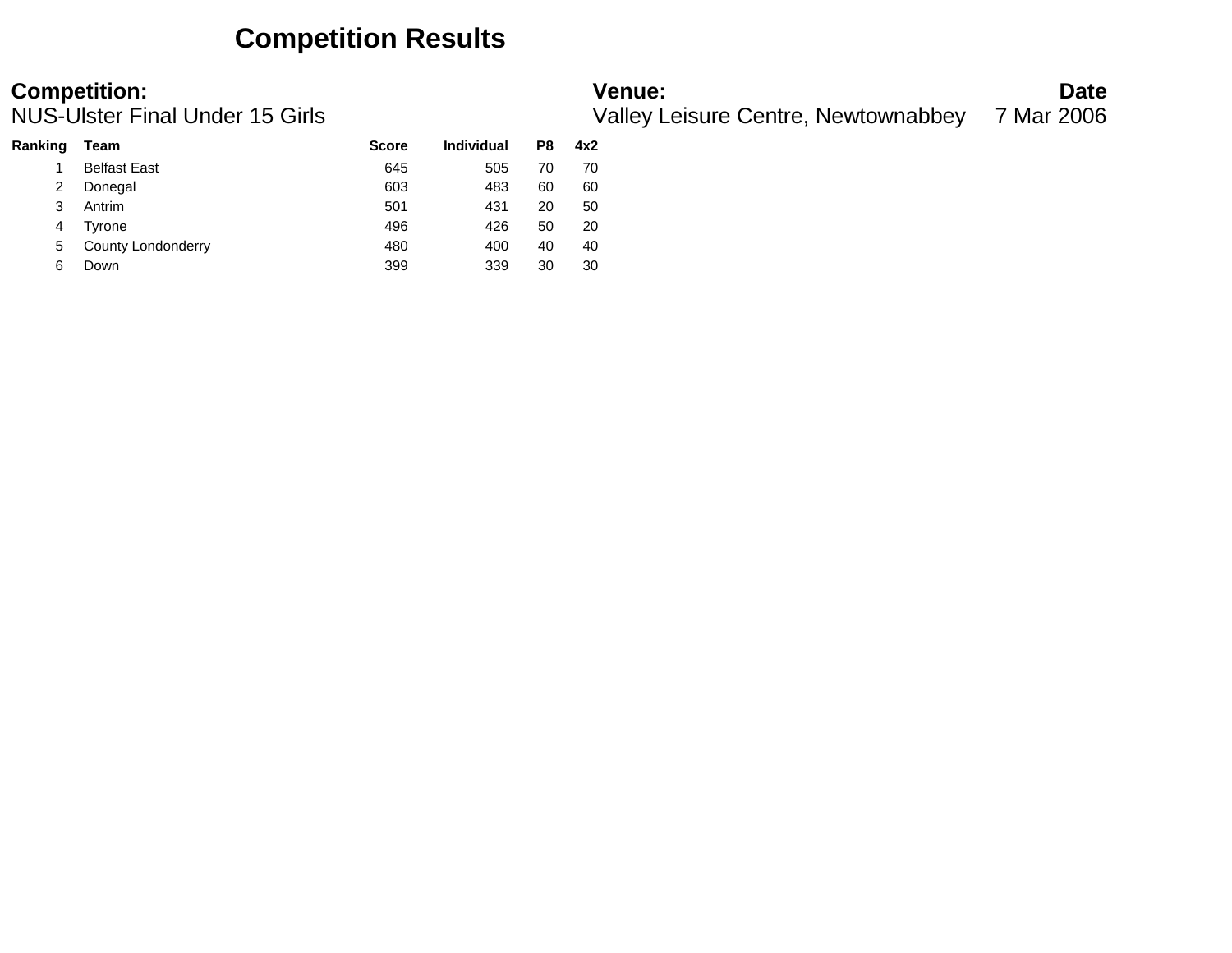# Competition Results

**Competition:**
NUS-Ulster Final Under 15 Girls

**Venue:**
Valley Leisure Centre, Newtownabbey

**Date**
7 Mar 2006

| Ranking | Team | Score | Individual | P8 | 4x2 |
|---|---|---|---|---|---|
| 1 | Belfast East | 645 | 505 | 70 | 70 |
| 2 | Donegal | 603 | 483 | 60 | 60 |
| 3 | Antrim | 501 | 431 | 20 | 50 |
| 4 | Tyrone | 496 | 426 | 50 | 20 |
| 5 | County Londonderry | 480 | 400 | 40 | 40 |
| 6 | Down | 399 | 339 | 30 | 30 |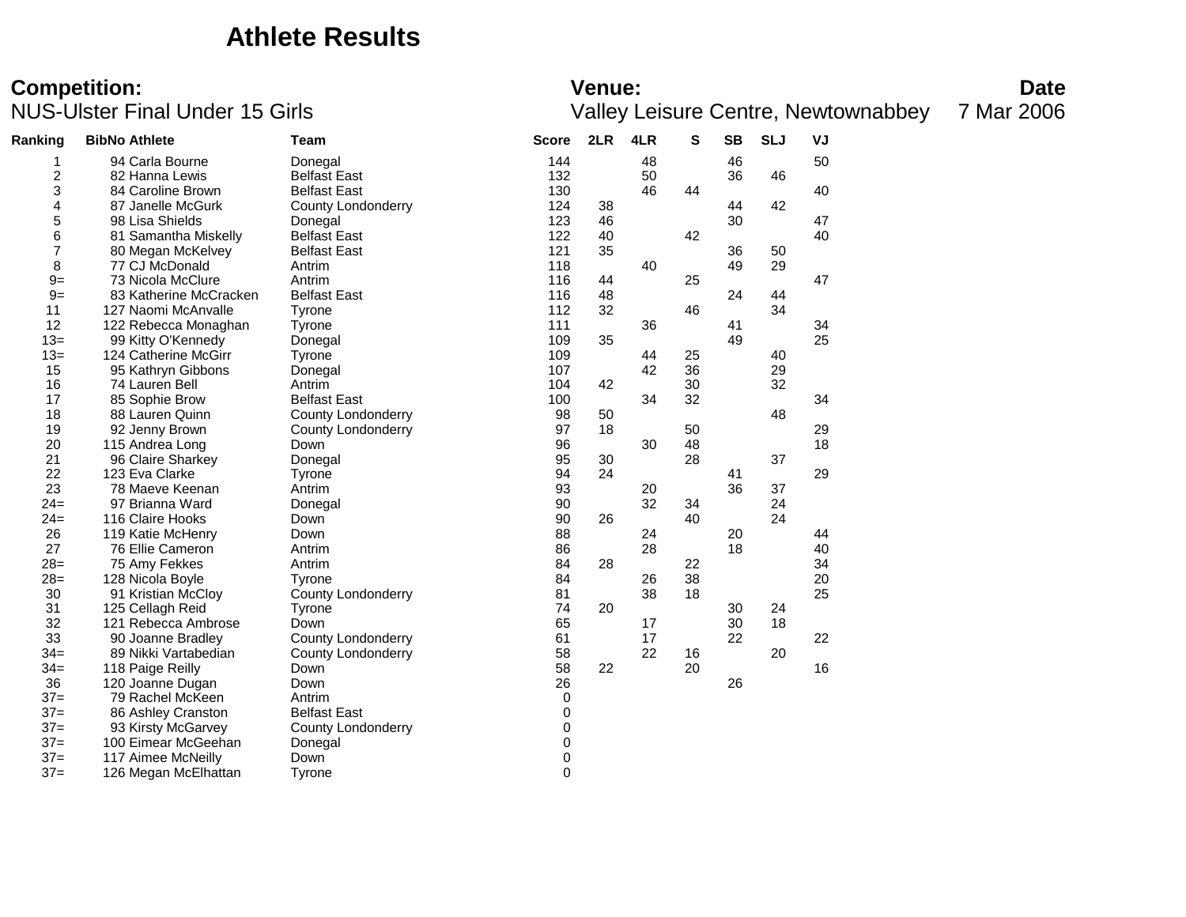# Athlete Results

**Competition:**
NUS-Ulster Final Under 15 Girls

**Venue:**
Valley Leisure Centre, Newtownabbey

**Date**
7 Mar 2006

| Ranking | BibNo | Athlete | Team | Score | 2LR | 4LR | S | SB | SLJ | VJ |
|---|---|---|---|---|---|---|---|---|---|---|
| 1 | 94 | Carla Bourne | Donegal | 144 | | 48 | | 46 | | 50 |
| 2 | 82 | Hanna Lewis | Belfast East | 132 | | 50 | | 36 | 46 | |
| 3 | 84 | Caroline Brown | Belfast East | 130 | | 46 | 44 | | | 40 |
| 4 | 87 | Janelle McGurk | County Londonderry | 124 | 38 | | | 44 | 42 | |
| 5 | 98 | Lisa Shields | Donegal | 123 | 46 | | | 30 | | 47 |
| 6 | 81 | Samantha Miskelly | Belfast East | 122 | 40 | | 42 | | | 40 |
| 7 | 80 | Megan McKelvey | Belfast East | 121 | 35 | | | 36 | 50 | |
| 8 | 77 | CJ McDonald | Antrim | 118 | | 40 | | 49 | 29 | |
| 9= | 73 | Nicola McClure | Antrim | 116 | 44 | | 25 | | | 47 |
| 9= | 83 | Katherine McCracken | Belfast East | 116 | 48 | | | 24 | 44 | |
| 11 | 127 | Naomi McAnvalle | Tyrone | 112 | 32 | | 46 | | 34 | |
| 12 | 122 | Rebecca Monaghan | Tyrone | 111 | | 36 | | 41 | | 34 |
| 13= | 99 | Kitty O'Kennedy | Donegal | 109 | 35 | | | 49 | | 25 |
| 13= | 124 | Catherine McGirr | Tyrone | 109 | | 44 | 25 | | 40 | |
| 15 | 95 | Kathryn Gibbons | Donegal | 107 | | 42 | 36 | | 29 | |
| 16 | 74 | Lauren Bell | Antrim | 104 | 42 | | 30 | | 32 | |
| 17 | 85 | Sophie Brow | Belfast East | 100 | | 34 | 32 | | | 34 |
| 18 | 88 | Lauren Quinn | County Londonderry | 98 | 50 | | | | 48 | |
| 19 | 92 | Jenny Brown | County Londonderry | 97 | 18 | | 50 | | | 29 |
| 20 | 115 | Andrea Long | Down | 96 | | 30 | 48 | | | 18 |
| 21 | 96 | Claire Sharkey | Donegal | 95 | 30 | | 28 | | 37 | |
| 22 | 123 | Eva Clarke | Tyrone | 94 | 24 | | | 41 | | 29 |
| 23 | 78 | Maeve Keenan | Antrim | 93 | | 20 | | 36 | 37 | |
| 24= | 97 | Brianna Ward | Donegal | 90 | | 32 | 34 | | 24 | |
| 24= | 116 | Claire Hooks | Down | 90 | 26 | | 40 | | 24 | |
| 26 | 119 | Katie McHenry | Down | 88 | | 24 | | 20 | | 44 |
| 27 | 76 | Ellie Cameron | Antrim | 86 | | 28 | | 18 | | 40 |
| 28= | 75 | Amy Fekkes | Antrim | 84 | 28 | | 22 | | | 34 |
| 28= | 128 | Nicola Boyle | Tyrone | 84 | | 26 | 38 | | | 20 |
| 30 | 91 | Kristian McCloy | County Londonderry | 81 | | 38 | 18 | | | 25 |
| 31 | 125 | Cellagh Reid | Tyrone | 74 | 20 | | | 30 | 24 | |
| 32 | 121 | Rebecca Ambrose | Down | 65 | | 17 | | 30 | 18 | |
| 33 | 90 | Joanne Bradley | County Londonderry | 61 | | 17 | | 22 | | 22 |
| 34= | 89 | Nikki Vartabedian | County Londonderry | 58 | | 22 | 16 | | 20 | |
| 34= | 118 | Paige Reilly | Down | 58 | 22 | | 20 | | | 16 |
| 36 | 120 | Joanne Dugan | Down | 26 | | | | 26 | | |
| 37= | 79 | Rachel McKeen | Antrim | 0 | | | | | | |
| 37= | 86 | Ashley Cranston | Belfast East | 0 | | | | | | |
| 37= | 93 | Kirsty McGarvey | County Londonderry | 0 | | | | | | |
| 37= | 100 | Eimear McGeehan | Donegal | 0 | | | | | | |
| 37= | 117 | Aimee McNeilly | Down | 0 | | | | | | |
| 37= | 126 | Megan McElhattan | Tyrone | 0 | | | | | | |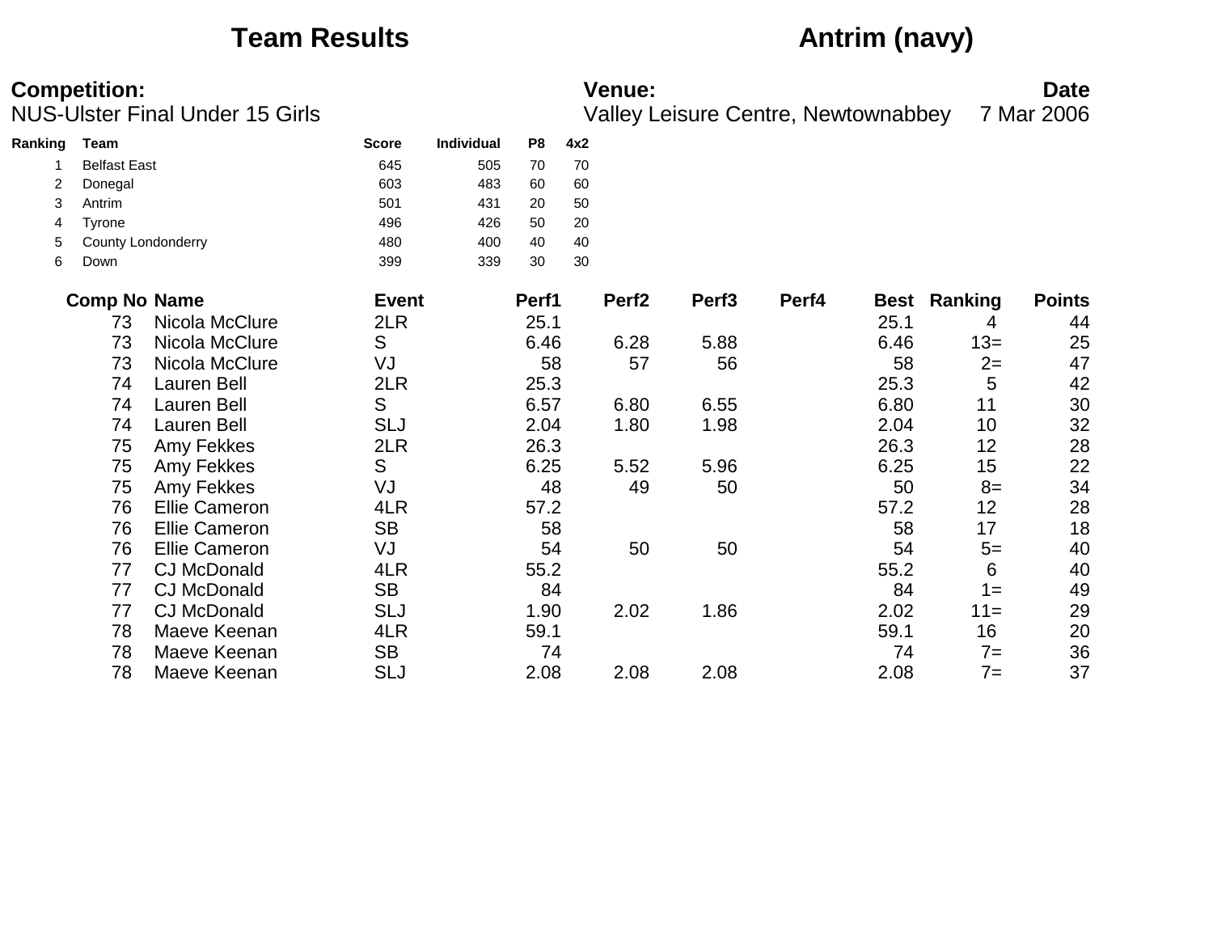# Team Results

# Antrim (navy)

**Competition:**
NUS-Ulster Final Under 15 Girls

**Venue:**
Valley Leisure Centre, Newtownabbey

**Date**
7 Mar 2006

| Ranking | Team | Score | Individual | P8 | 4x2 |
|---|---|---|---|---|---|
| 1 | Belfast East | 645 | 505 | 70 | 70 |
| 2 | Donegal | 603 | 483 | 60 | 60 |
| 3 | Antrim | 501 | 431 | 20 | 50 |
| 4 | Tyrone | 496 | 426 | 50 | 20 |
| 5 | County Londonderry | 480 | 400 | 40 | 40 |
| 6 | Down | 399 | 339 | 30 | 30 |

| Comp No | Name | Event | Perf1 | Perf2 | Perf3 | Perf4 | Best | Ranking | Points |
|---|---|---|---|---|---|---|---|---|---|
| 73 | Nicola McClure | 2LR | 25.1 | | | | 25.1 | 4 | 44 |
| 73 | Nicola McClure | S | 6.46 | 6.28 | 5.88 | | 6.46 | 13= | 25 |
| 73 | Nicola McClure | VJ | 58 | 57 | 56 | | 58 | 2= | 47 |
| 74 | Lauren Bell | 2LR | 25.3 | | | | 25.3 | 5 | 42 |
| 74 | Lauren Bell | S | 6.57 | 6.80 | 6.55 | | 6.80 | 11 | 30 |
| 74 | Lauren Bell | SLJ | 2.04 | 1.80 | 1.98 | | 2.04 | 10 | 32 |
| 75 | Amy Fekkes | 2LR | 26.3 | | | | 26.3 | 12 | 28 |
| 75 | Amy Fekkes | S | 6.25 | 5.52 | 5.96 | | 6.25 | 15 | 22 |
| 75 | Amy Fekkes | VJ | 48 | 49 | 50 | | 50 | 8= | 34 |
| 76 | Ellie Cameron | 4LR | 57.2 | | | | 57.2 | 12 | 28 |
| 76 | Ellie Cameron | SB | 58 | | | | 58 | 17 | 18 |
| 76 | Ellie Cameron | VJ | 54 | 50 | 50 | | 54 | 5= | 40 |
| 77 | CJ McDonald | 4LR | 55.2 | | | | 55.2 | 6 | 40 |
| 77 | CJ McDonald | SB | 84 | | | | 84 | 1= | 49 |
| 77 | CJ McDonald | SLJ | 1.90 | 2.02 | 1.86 | | 2.02 | 11= | 29 |
| 78 | Maeve Keenan | 4LR | 59.1 | | | | 59.1 | 16 | 20 |
| 78 | Maeve Keenan | SB | 74 | | | | 74 | 7= | 36 |
| 78 | Maeve Keenan | SLJ | 2.08 | 2.08 | 2.08 | | 2.08 | 7= | 37 |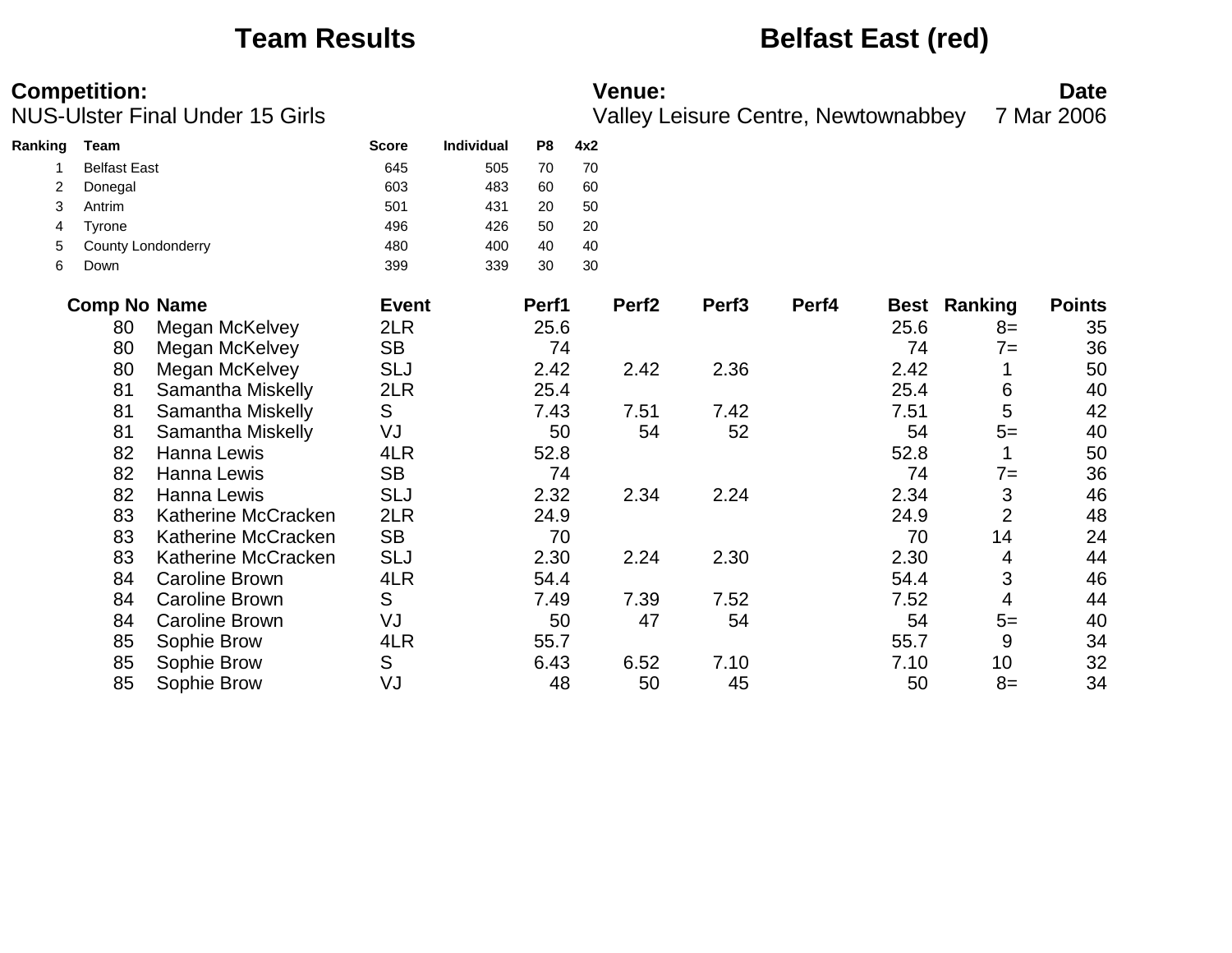# Team Results — Belfast East (red)

**Competition:**
NUS-Ulster Final Under 15 Girls

**Venue:**
Valley Leisure Centre, Newtownabbey

**Date**
7 Mar 2006

| Ranking | Team | Score | Individual | P8 | 4x2 |
|---|---|---|---|---|---|
| 1 | Belfast East | 645 | 505 | 70 | 70 |
| 2 | Donegal | 603 | 483 | 60 | 60 |
| 3 | Antrim | 501 | 431 | 20 | 50 |
| 4 | Tyrone | 496 | 426 | 50 | 20 |
| 5 | County Londonderry | 480 | 400 | 40 | 40 |
| 6 | Down | 399 | 339 | 30 | 30 |

| Comp No | Name | Event | Perf1 | Perf2 | Perf3 | Perf4 | Best | Ranking | Points |
|---|---|---|---|---|---|---|---|---|---|
| 80 | Megan McKelvey | 2LR | 25.6 | | | | 25.6 | 8= | 35 |
| 80 | Megan McKelvey | SB | 74 | | | | 74 | 7= | 36 |
| 80 | Megan McKelvey | SLJ | 2.42 | 2.42 | 2.36 | | 2.42 | 1 | 50 |
| 81 | Samantha Miskelly | 2LR | 25.4 | | | | 25.4 | 6 | 40 |
| 81 | Samantha Miskelly | S | 7.43 | 7.51 | 7.42 | | 7.51 | 5 | 42 |
| 81 | Samantha Miskelly | VJ | 50 | 54 | 52 | | 54 | 5= | 40 |
| 82 | Hanna Lewis | 4LR | 52.8 | | | | 52.8 | 1 | 50 |
| 82 | Hanna Lewis | SB | 74 | | | | 74 | 7= | 36 |
| 82 | Hanna Lewis | SLJ | 2.32 | 2.34 | 2.24 | | 2.34 | 3 | 46 |
| 83 | Katherine McCracken | 2LR | 24.9 | | | | 24.9 | 2 | 48 |
| 83 | Katherine McCracken | SB | 70 | | | | 70 | 14 | 24 |
| 83 | Katherine McCracken | SLJ | 2.30 | 2.24 | 2.30 | | 2.30 | 4 | 44 |
| 84 | Caroline Brown | 4LR | 54.4 | | | | 54.4 | 3 | 46 |
| 84 | Caroline Brown | S | 7.49 | 7.39 | 7.52 | | 7.52 | 4 | 44 |
| 84 | Caroline Brown | VJ | 50 | 47 | 54 | | 54 | 5= | 40 |
| 85 | Sophie Brow | 4LR | 55.7 | | | | 55.7 | 9 | 34 |
| 85 | Sophie Brow | S | 6.43 | 6.52 | 7.10 | | 7.10 | 10 | 32 |
| 85 | Sophie Brow | VJ | 48 | 50 | 45 | | 50 | 8= | 34 |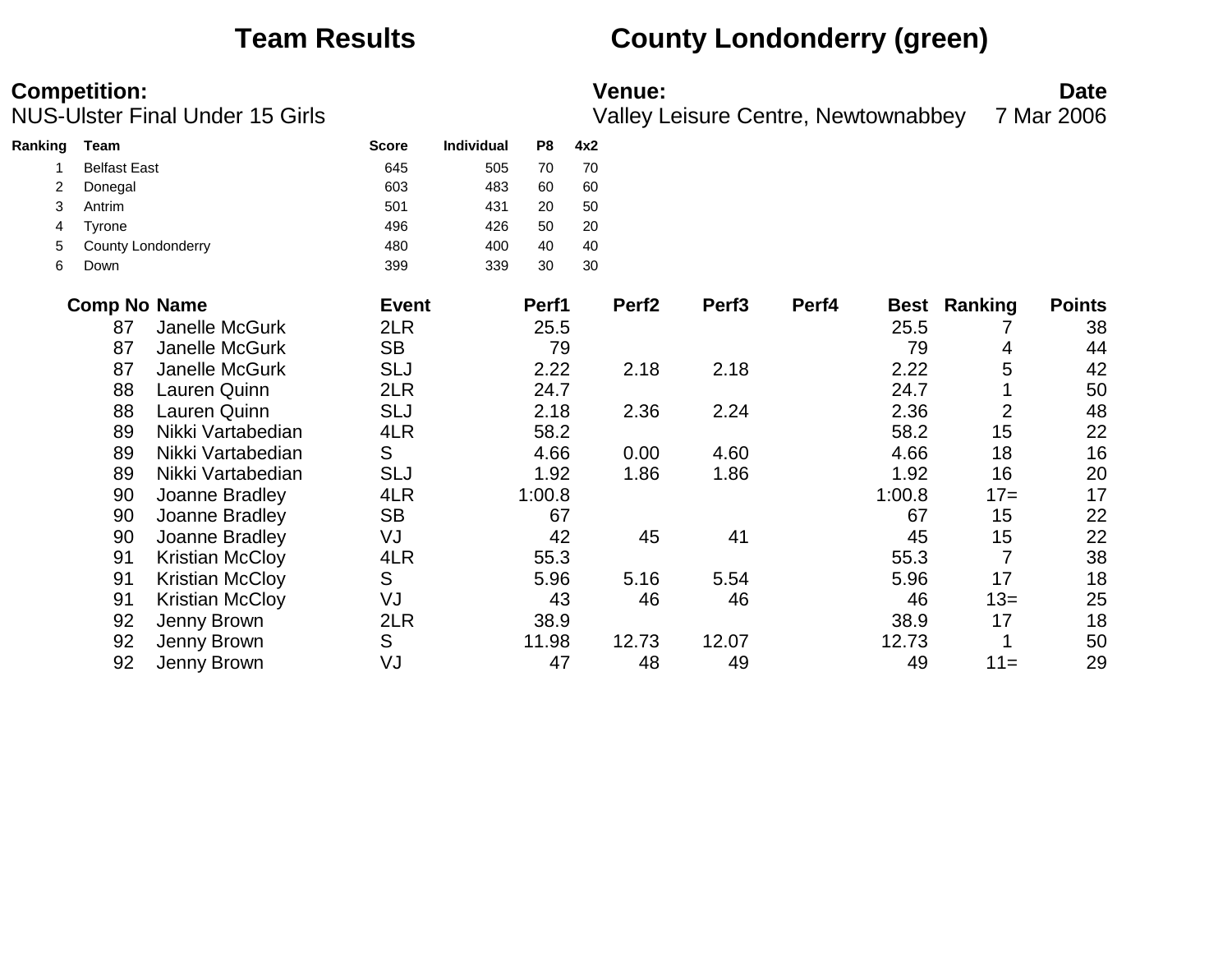# Team Results    County Londonderry (green)

**Competition:** NUS-Ulster Final Under 15 Girls

**Venue:** Valley Leisure Centre, Newtownabbey

**Date:** 7 Mar 2006

| Ranking | Team | Score | Individual | P8 | 4x2 |
|---|---|---|---|---|---|
| 1 | Belfast East | 645 | 505 | 70 | 70 |
| 2 | Donegal | 603 | 483 | 60 | 60 |
| 3 | Antrim | 501 | 431 | 20 | 50 |
| 4 | Tyrone | 496 | 426 | 50 | 20 |
| 5 | County Londonderry | 480 | 400 | 40 | 40 |
| 6 | Down | 399 | 339 | 30 | 30 |

| Comp No | Name | Event | Perf1 | Perf2 | Perf3 | Perf4 | Best | Ranking | Points |
|---|---|---|---|---|---|---|---|---|---|
| 87 | Janelle McGurk | 2LR | 25.5 | | | | 25.5 | 7 | 38 |
| 87 | Janelle McGurk | SB | 79 | | | | 79 | 4 | 44 |
| 87 | Janelle McGurk | SLJ | 2.22 | 2.18 | 2.18 | | 2.22 | 5 | 42 |
| 88 | Lauren Quinn | 2LR | 24.7 | | | | 24.7 | 1 | 50 |
| 88 | Lauren Quinn | SLJ | 2.18 | 2.36 | 2.24 | | 2.36 | 2 | 48 |
| 89 | Nikki Vartabedian | 4LR | 58.2 | | | | 58.2 | 15 | 22 |
| 89 | Nikki Vartabedian | S | 4.66 | 0.00 | 4.60 | | 4.66 | 18 | 16 |
| 89 | Nikki Vartabedian | SLJ | 1.92 | 1.86 | 1.86 | | 1.92 | 16 | 20 |
| 90 | Joanne Bradley | 4LR | 1:00.8 | | | | 1:00.8 | 17= | 17 |
| 90 | Joanne Bradley | SB | 67 | | | | 67 | 15 | 22 |
| 90 | Joanne Bradley | VJ | 42 | 45 | 41 | | 45 | 15 | 22 |
| 91 | Kristian McCloy | 4LR | 55.3 | | | | 55.3 | 7 | 38 |
| 91 | Kristian McCloy | S | 5.96 | 5.16 | 5.54 | | 5.96 | 17 | 18 |
| 91 | Kristian McCloy | VJ | 43 | 46 | 46 | | 46 | 13= | 25 |
| 92 | Jenny Brown | 2LR | 38.9 | | | | 38.9 | 17 | 18 |
| 92 | Jenny Brown | S | 11.98 | 12.73 | 12.07 | | 12.73 | 1 | 50 |
| 92 | Jenny Brown | VJ | 47 | 48 | 49 | | 49 | 11= | 29 |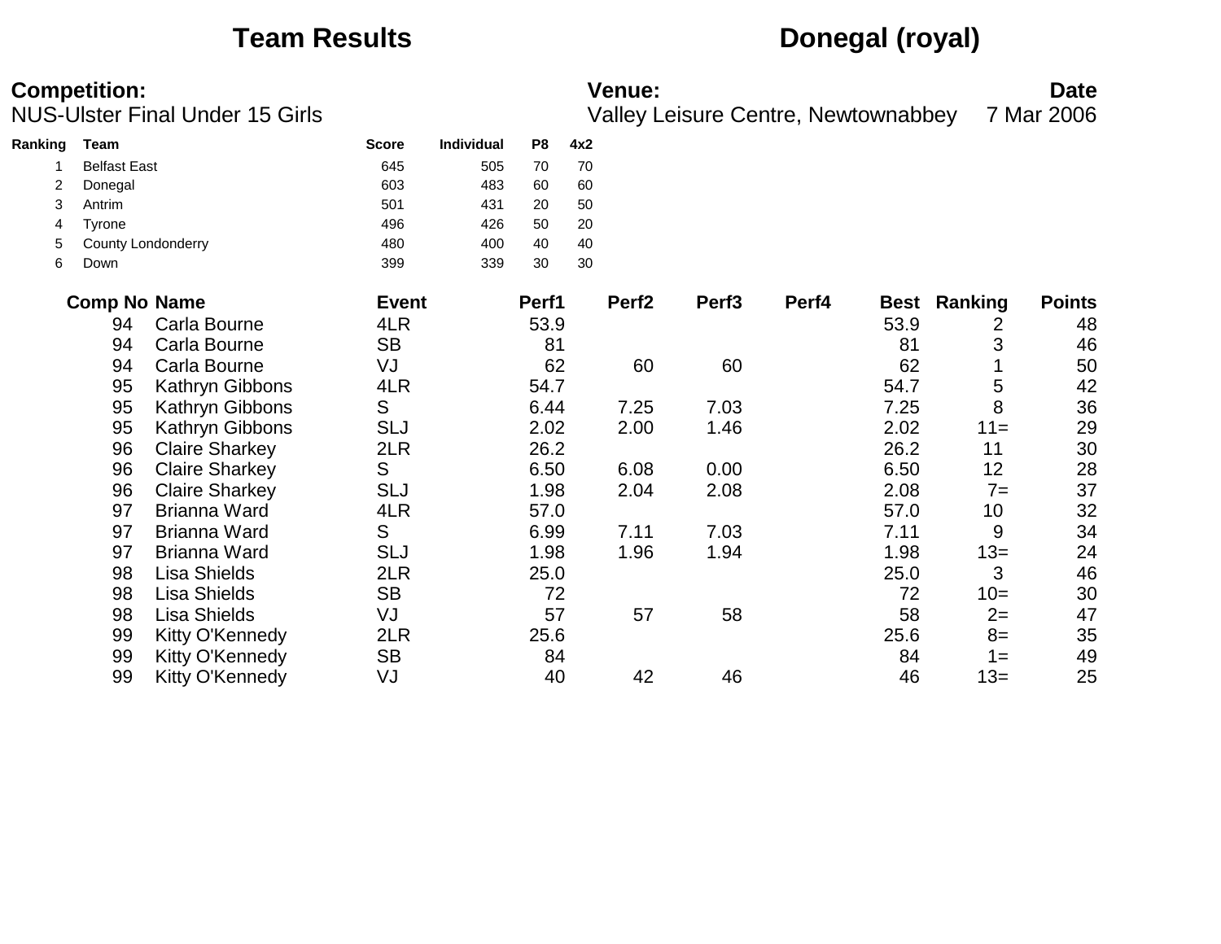# Team Results

# Donegal (royal)

**Competition:**
NUS-Ulster Final Under 15 Girls

**Venue:**
Valley Leisure Centre, Newtownabbey

**Date**
7 Mar 2006

| Ranking | Team | Score | Individual | P8 | 4x2 |
|---|---|---|---|---|---|
| 1 | Belfast East | 645 | 505 | 70 | 70 |
| 2 | Donegal | 603 | 483 | 60 | 60 |
| 3 | Antrim | 501 | 431 | 20 | 50 |
| 4 | Tyrone | 496 | 426 | 50 | 20 |
| 5 | County Londonderry | 480 | 400 | 40 | 40 |
| 6 | Down | 399 | 339 | 30 | 30 |

| Comp No | Name | Event | Perf1 | Perf2 | Perf3 | Perf4 | Best | Ranking | Points |
|---|---|---|---|---|---|---|---|---|---|
| 94 | Carla Bourne | 4LR | 53.9 | | | | 53.9 | 2 | 48 |
| 94 | Carla Bourne | SB | 81 | | | | 81 | 3 | 46 |
| 94 | Carla Bourne | VJ | 62 | 60 | 60 | | 62 | 1 | 50 |
| 95 | Kathryn Gibbons | 4LR | 54.7 | | | | 54.7 | 5 | 42 |
| 95 | Kathryn Gibbons | S | 6.44 | 7.25 | 7.03 | | 7.25 | 8 | 36 |
| 95 | Kathryn Gibbons | SLJ | 2.02 | 2.00 | 1.46 | | 2.02 | 11= | 29 |
| 96 | Claire Sharkey | 2LR | 26.2 | | | | 26.2 | 11 | 30 |
| 96 | Claire Sharkey | S | 6.50 | 6.08 | 0.00 | | 6.50 | 12 | 28 |
| 96 | Claire Sharkey | SLJ | 1.98 | 2.04 | 2.08 | | 2.08 | 7= | 37 |
| 97 | Brianna Ward | 4LR | 57.0 | | | | 57.0 | 10 | 32 |
| 97 | Brianna Ward | S | 6.99 | 7.11 | 7.03 | | 7.11 | 9 | 34 |
| 97 | Brianna Ward | SLJ | 1.98 | 1.96 | 1.94 | | 1.98 | 13= | 24 |
| 98 | Lisa Shields | 2LR | 25.0 | | | | 25.0 | 3 | 46 |
| 98 | Lisa Shields | SB | 72 | | | | 72 | 10= | 30 |
| 98 | Lisa Shields | VJ | 57 | 57 | 58 | | 58 | 2= | 47 |
| 99 | Kitty O'Kennedy | 2LR | 25.6 | | | | 25.6 | 8= | 35 |
| 99 | Kitty O'Kennedy | SB | 84 | | | | 84 | 1= | 49 |
| 99 | Kitty O'Kennedy | VJ | 40 | 42 | 46 | | 46 | 13= | 25 |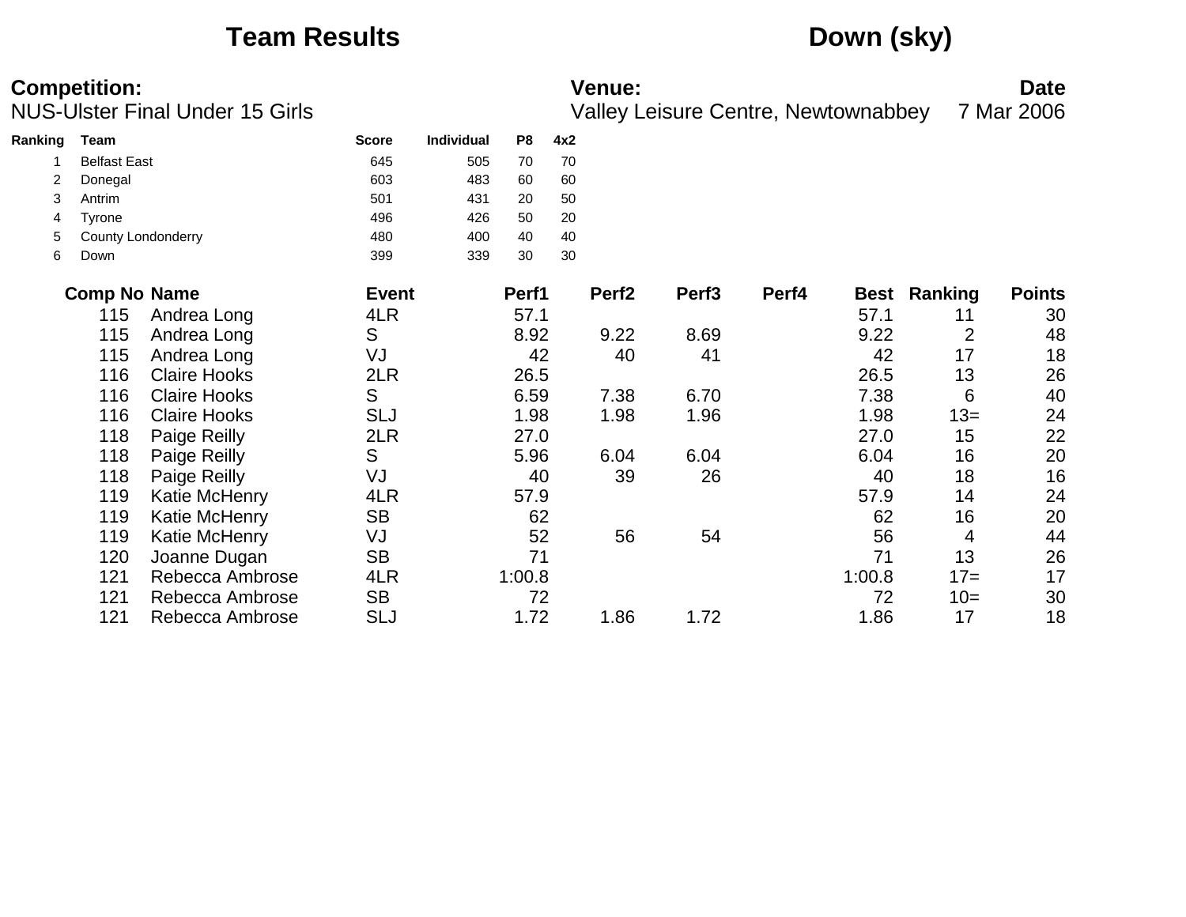# Team Results

## Down (sky)

**Competition:**
NUS-Ulster Final Under 15 Girls

**Venue:**
Valley Leisure Centre, Newtownabbey

**Date**
7 Mar 2006

| Ranking | Team | Score | Individual | P8 | 4x2 |
|---|---|---|---|---|---|
| 1 | Belfast East | 645 | 505 | 70 | 70 |
| 2 | Donegal | 603 | 483 | 60 | 60 |
| 3 | Antrim | 501 | 431 | 20 | 50 |
| 4 | Tyrone | 496 | 426 | 50 | 20 |
| 5 | County Londonderry | 480 | 400 | 40 | 40 |
| 6 | Down | 399 | 339 | 30 | 30 |

| Comp No | Name | Event | Perf1 | Perf2 | Perf3 | Perf4 | Best | Ranking | Points |
|---|---|---|---|---|---|---|---|---|---|
| 115 | Andrea Long | 4LR | 57.1 | | | | 57.1 | 11 | 30 |
| 115 | Andrea Long | S | 8.92 | 9.22 | 8.69 | | 9.22 | 2 | 48 |
| 115 | Andrea Long | VJ | 42 | 40 | 41 | | 42 | 17 | 18 |
| 116 | Claire Hooks | 2LR | 26.5 | | | | 26.5 | 13 | 26 |
| 116 | Claire Hooks | S | 6.59 | 7.38 | 6.70 | | 7.38 | 6 | 40 |
| 116 | Claire Hooks | SLJ | 1.98 | 1.98 | 1.96 | | 1.98 | 13= | 24 |
| 118 | Paige Reilly | 2LR | 27.0 | | | | 27.0 | 15 | 22 |
| 118 | Paige Reilly | S | 5.96 | 6.04 | 6.04 | | 6.04 | 16 | 20 |
| 118 | Paige Reilly | VJ | 40 | 39 | 26 | | 40 | 18 | 16 |
| 119 | Katie McHenry | 4LR | 57.9 | | | | 57.9 | 14 | 24 |
| 119 | Katie McHenry | SB | 62 | | | | 62 | 16 | 20 |
| 119 | Katie McHenry | VJ | 52 | 56 | 54 | | 56 | 4 | 44 |
| 120 | Joanne Dugan | SB | 71 | | | | 71 | 13 | 26 |
| 121 | Rebecca Ambrose | 4LR | 1:00.8 | | | | 1:00.8 | 17= | 17 |
| 121 | Rebecca Ambrose | SB | 72 | | | | 72 | 10= | 30 |
| 121 | Rebecca Ambrose | SLJ | 1.72 | 1.86 | 1.72 | | 1.86 | 17 | 18 |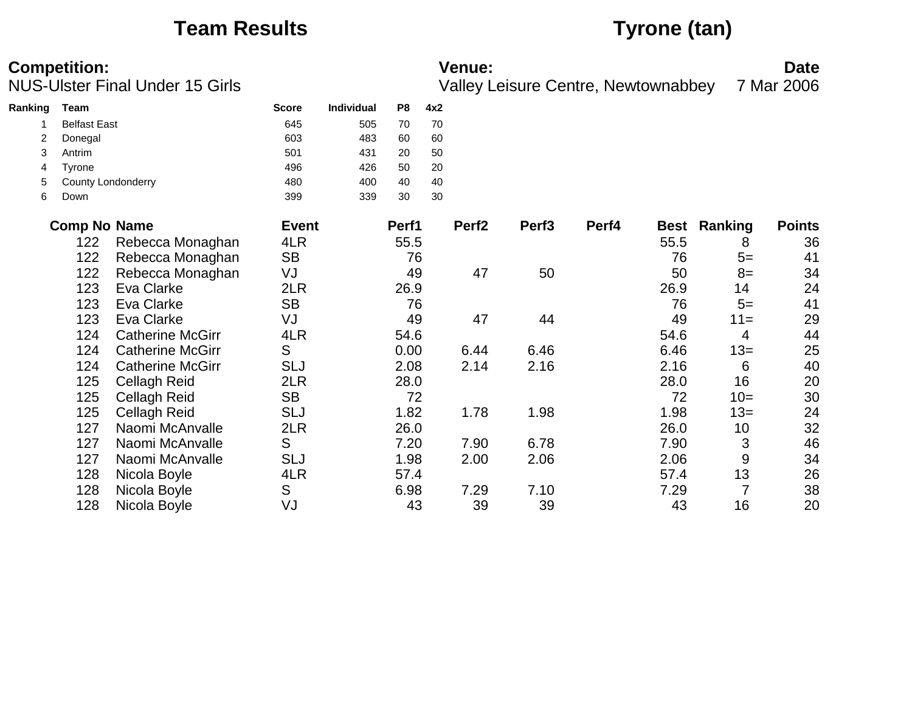# Team Results

## Tyrone (tan)

**Competition:** NUS-Ulster Final Under 15 Girls

**Venue:** Valley Leisure Centre, Newtownabbey

**Date** 7 Mar 2006

| Ranking | Team | Score | Individual | P8 | 4x2 |
|---|---|---|---|---|---|
| 1 | Belfast East | 645 | 505 | 70 | 70 |
| 2 | Donegal | 603 | 483 | 60 | 60 |
| 3 | Antrim | 501 | 431 | 20 | 50 |
| 4 | Tyrone | 496 | 426 | 50 | 20 |
| 5 | County Londonderry | 480 | 400 | 40 | 40 |
| 6 | Down | 399 | 339 | 30 | 30 |

| Comp No | Name | Event | Perf1 | Perf2 | Perf3 | Perf4 | Best | Ranking | Points |
|---|---|---|---|---|---|---|---|---|---|
| 122 | Rebecca Monaghan | 4LR | 55.5 | | | | 55.5 | 8 | 36 |
| 122 | Rebecca Monaghan | SB | 76 | | | | 76 | 5= | 41 |
| 122 | Rebecca Monaghan | VJ | 49 | 47 | 50 | | 50 | 8= | 34 |
| 123 | Eva Clarke | 2LR | 26.9 | | | | 26.9 | 14 | 24 |
| 123 | Eva Clarke | SB | 76 | | | | 76 | 5= | 41 |
| 123 | Eva Clarke | VJ | 49 | 47 | 44 | | 49 | 11= | 29 |
| 124 | Catherine McGirr | 4LR | 54.6 | | | | 54.6 | 4 | 44 |
| 124 | Catherine McGirr | S | 0.00 | 6.44 | 6.46 | | 6.46 | 13= | 25 |
| 124 | Catherine McGirr | SLJ | 2.08 | 2.14 | 2.16 | | 2.16 | 6 | 40 |
| 125 | Cellagh Reid | 2LR | 28.0 | | | | 28.0 | 16 | 20 |
| 125 | Cellagh Reid | SB | 72 | | | | 72 | 10= | 30 |
| 125 | Cellagh Reid | SLJ | 1.82 | 1.78 | 1.98 | | 1.98 | 13= | 24 |
| 127 | Naomi McAnvalle | 2LR | 26.0 | | | | 26.0 | 10 | 32 |
| 127 | Naomi McAnvalle | S | 7.20 | 7.90 | 6.78 | | 7.90 | 3 | 46 |
| 127 | Naomi McAnvalle | SLJ | 1.98 | 2.00 | 2.06 | | 2.06 | 9 | 34 |
| 128 | Nicola Boyle | 4LR | 57.4 | | | | 57.4 | 13 | 26 |
| 128 | Nicola Boyle | S | 6.98 | 7.29 | 7.10 | | 7.29 | 7 | 38 |
| 128 | Nicola Boyle | VJ | 43 | 39 | 39 | | 43 | 16 | 20 |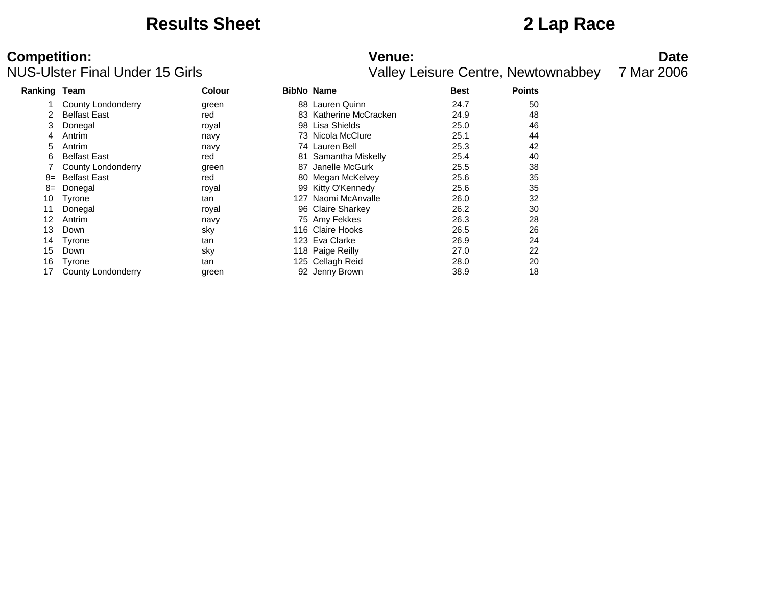# Results Sheet

# 2 Lap Race

**Competition:**
NUS-Ulster Final Under 15 Girls

**Venue:**
Valley Leisure Centre, Newtownabbey

**Date**
7 Mar 2006

| Ranking | Team | Colour | BibNo | Name | Best | Points |
|---|---|---|---|---|---|---|
| 1 | County Londonderry | green | 88 | Lauren Quinn | 24.7 | 50 |
| 2 | Belfast East | red | 83 | Katherine McCracken | 24.9 | 48 |
| 3 | Donegal | royal | 98 | Lisa Shields | 25.0 | 46 |
| 4 | Antrim | navy | 73 | Nicola McClure | 25.1 | 44 |
| 5 | Antrim | navy | 74 | Lauren Bell | 25.3 | 42 |
| 6 | Belfast East | red | 81 | Samantha Miskelly | 25.4 | 40 |
| 7 | County Londonderry | green | 87 | Janelle McGurk | 25.5 | 38 |
| 8= | Belfast East | red | 80 | Megan McKelvey | 25.6 | 35 |
| 8= | Donegal | royal | 99 | Kitty O'Kennedy | 25.6 | 35 |
| 10 | Tyrone | tan | 127 | Naomi McAnvalle | 26.0 | 32 |
| 11 | Donegal | royal | 96 | Claire Sharkey | 26.2 | 30 |
| 12 | Antrim | navy | 75 | Amy Fekkes | 26.3 | 28 |
| 13 | Down | sky | 116 | Claire Hooks | 26.5 | 26 |
| 14 | Tyrone | tan | 123 | Eva Clarke | 26.9 | 24 |
| 15 | Down | sky | 118 | Paige Reilly | 27.0 | 22 |
| 16 | Tyrone | tan | 125 | Cellagh Reid | 28.0 | 20 |
| 17 | County Londonderry | green | 92 | Jenny Brown | 38.9 | 18 |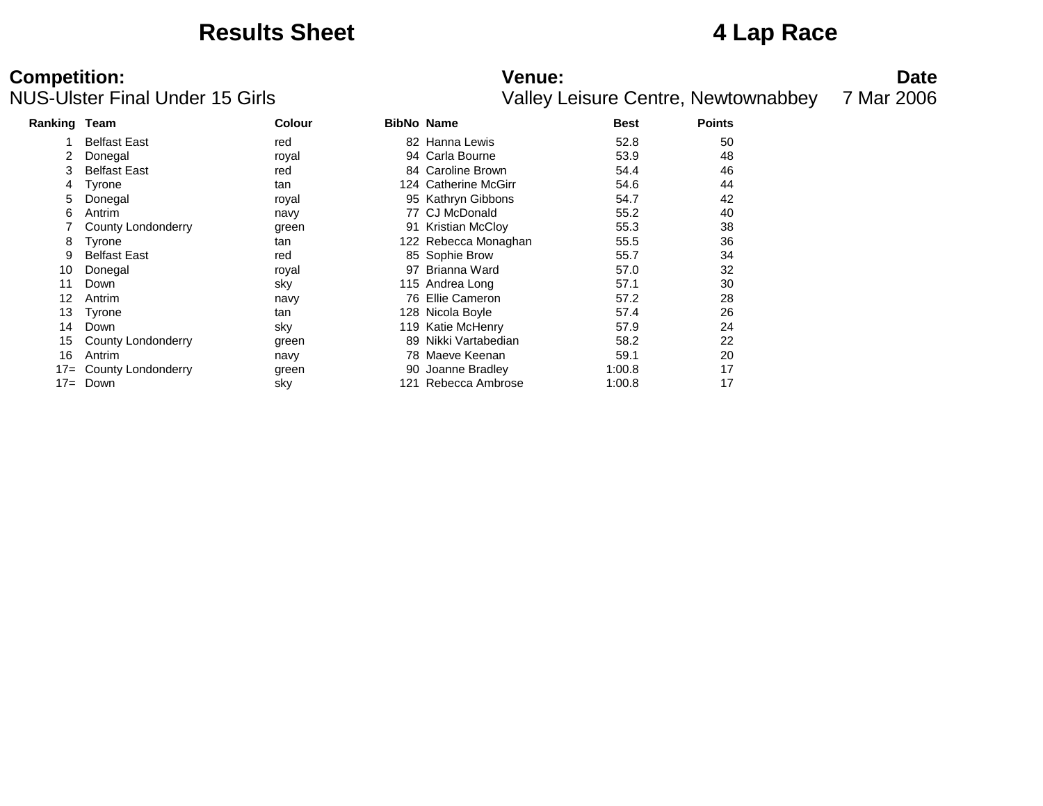# Results Sheet

# 4 Lap Race

**Competition:**
NUS-Ulster Final Under 15 Girls

**Venue:**
Valley Leisure Centre, Newtownabbey

**Date**
7 Mar 2006

| Ranking | Team | Colour | BibNo | Name | Best | Points |
|---|---|---|---|---|---|---|
| 1 | Belfast East | red | 82 | Hanna Lewis | 52.8 | 50 |
| 2 | Donegal | royal | 94 | Carla Bourne | 53.9 | 48 |
| 3 | Belfast East | red | 84 | Caroline Brown | 54.4 | 46 |
| 4 | Tyrone | tan | 124 | Catherine McGirr | 54.6 | 44 |
| 5 | Donegal | royal | 95 | Kathryn Gibbons | 54.7 | 42 |
| 6 | Antrim | navy | 77 | CJ McDonald | 55.2 | 40 |
| 7 | County Londonderry | green | 91 | Kristian McCloy | 55.3 | 38 |
| 8 | Tyrone | tan | 122 | Rebecca Monaghan | 55.5 | 36 |
| 9 | Belfast East | red | 85 | Sophie Brow | 55.7 | 34 |
| 10 | Donegal | royal | 97 | Brianna Ward | 57.0 | 32 |
| 11 | Down | sky | 115 | Andrea Long | 57.1 | 30 |
| 12 | Antrim | navy | 76 | Ellie Cameron | 57.2 | 28 |
| 13 | Tyrone | tan | 128 | Nicola Boyle | 57.4 | 26 |
| 14 | Down | sky | 119 | Katie McHenry | 57.9 | 24 |
| 15 | County Londonderry | green | 89 | Nikki Vartabedian | 58.2 | 22 |
| 16 | Antrim | navy | 78 | Maeve Keenan | 59.1 | 20 |
| 17= | County Londonderry | green | 90 | Joanne Bradley | 1:00.8 | 17 |
| 17= | Down | sky | 121 | Rebecca Ambrose | 1:00.8 | 17 |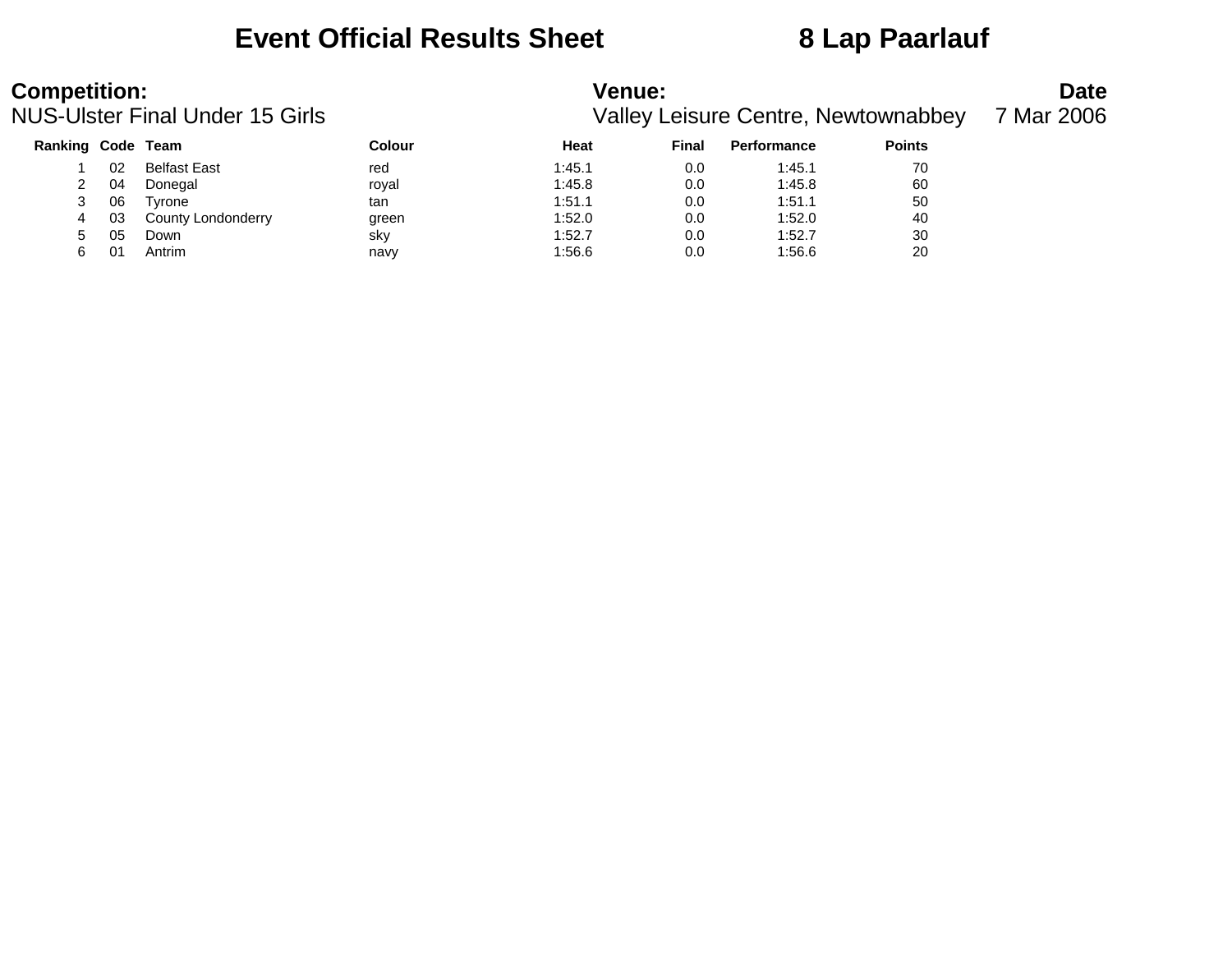# Event Official Results Sheet 8 Lap Paarlauf

**Competition:**
NUS-Ulster Final Under 15 Girls

**Venue:**
Valley Leisure Centre, Newtownabbey

**Date**
7 Mar 2006

| Ranking | Code | Team | Colour | Heat | Final | Performance | Points |
|---|---|---|---|---|---|---|---|
| 1 | 02 | Belfast East | red | 1:45.1 | 0.0 | 1:45.1 | 70 |
| 2 | 04 | Donegal | royal | 1:45.8 | 0.0 | 1:45.8 | 60 |
| 3 | 06 | Tyrone | tan | 1:51.1 | 0.0 | 1:51.1 | 50 |
| 4 | 03 | County Londonderry | green | 1:52.0 | 0.0 | 1:52.0 | 40 |
| 5 | 05 | Down | sky | 1:52.7 | 0.0 | 1:52.7 | 30 |
| 6 | 01 | Antrim | navy | 1:56.6 | 0.0 | 1:56.6 | 20 |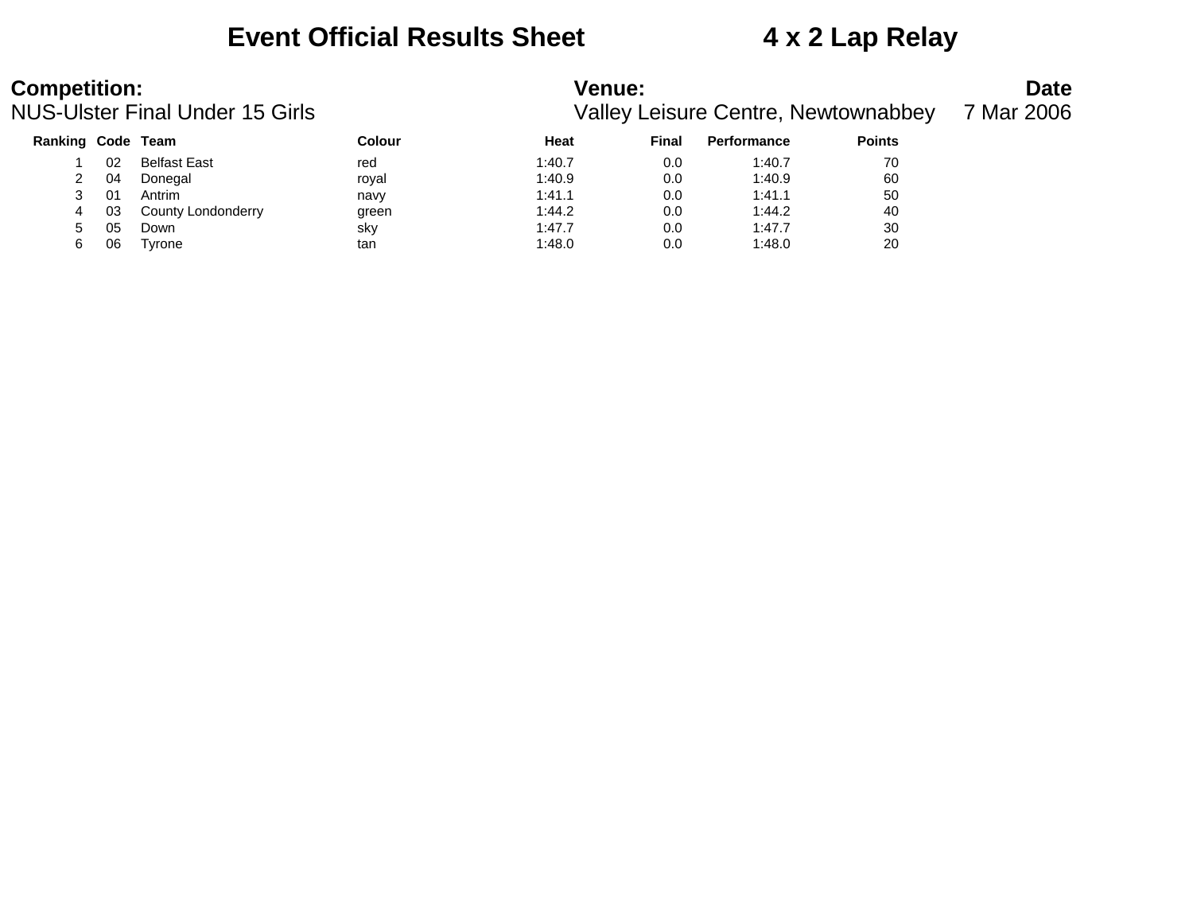# Event Official Results Sheet 4 x 2 Lap Relay

**Competition:**
NUS-Ulster Final Under 15 Girls

**Venue:**
Valley Leisure Centre, Newtownabbey

**Date**
7 Mar 2006

| Ranking | Code | Team | Colour | Heat | Final | Performance | Points |
|---|---|---|---|---|---|---|---|
| 1 | 02 | Belfast East | red | 1:40.7 | 0.0 | 1:40.7 | 70 |
| 2 | 04 | Donegal | royal | 1:40.9 | 0.0 | 1:40.9 | 60 |
| 3 | 01 | Antrim | navy | 1:41.1 | 0.0 | 1:41.1 | 50 |
| 4 | 03 | County Londonderry | green | 1:44.2 | 0.0 | 1:44.2 | 40 |
| 5 | 05 | Down | sky | 1:47.7 | 0.0 | 1:47.7 | 30 |
| 6 | 06 | Tyrone | tan | 1:48.0 | 0.0 | 1:48.0 | 20 |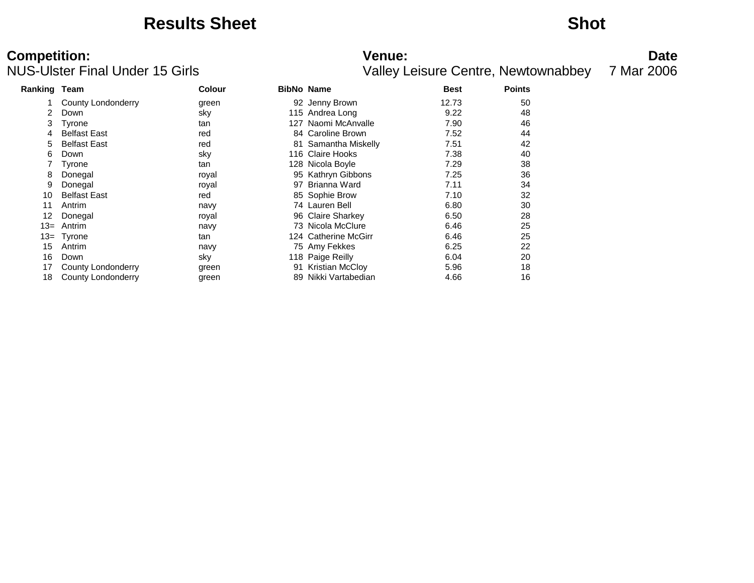# Results Sheet

## Shot

**Competition:** NUS-Ulster Final Under 15 Girls

**Venue:** Valley Leisure Centre, Newtownabbey

**Date** 7 Mar 2006

| Ranking | Team | Colour | BibNo | Name | Best | Points |
|---|---|---|---|---|---|---|
| 1 | County Londonderry | green | 92 | Jenny Brown | 12.73 | 50 |
| 2 | Down | sky | 115 | Andrea Long | 9.22 | 48 |
| 3 | Tyrone | tan | 127 | Naomi McAnvalle | 7.90 | 46 |
| 4 | Belfast East | red | 84 | Caroline Brown | 7.52 | 44 |
| 5 | Belfast East | red | 81 | Samantha Miskelly | 7.51 | 42 |
| 6 | Down | sky | 116 | Claire Hooks | 7.38 | 40 |
| 7 | Tyrone | tan | 128 | Nicola Boyle | 7.29 | 38 |
| 8 | Donegal | royal | 95 | Kathryn Gibbons | 7.25 | 36 |
| 9 | Donegal | royal | 97 | Brianna Ward | 7.11 | 34 |
| 10 | Belfast East | red | 85 | Sophie Brow | 7.10 | 32 |
| 11 | Antrim | navy | 74 | Lauren Bell | 6.80 | 30 |
| 12 | Donegal | royal | 96 | Claire Sharkey | 6.50 | 28 |
| 13= | Antrim | navy | 73 | Nicola McClure | 6.46 | 25 |
| 13= | Tyrone | tan | 124 | Catherine McGirr | 6.46 | 25 |
| 15 | Antrim | navy | 75 | Amy Fekkes | 6.25 | 22 |
| 16 | Down | sky | 118 | Paige Reilly | 6.04 | 20 |
| 17 | County Londonderry | green | 91 | Kristian McCloy | 5.96 | 18 |
| 18 | County Londonderry | green | 89 | Nikki Vartabedian | 4.66 | 16 |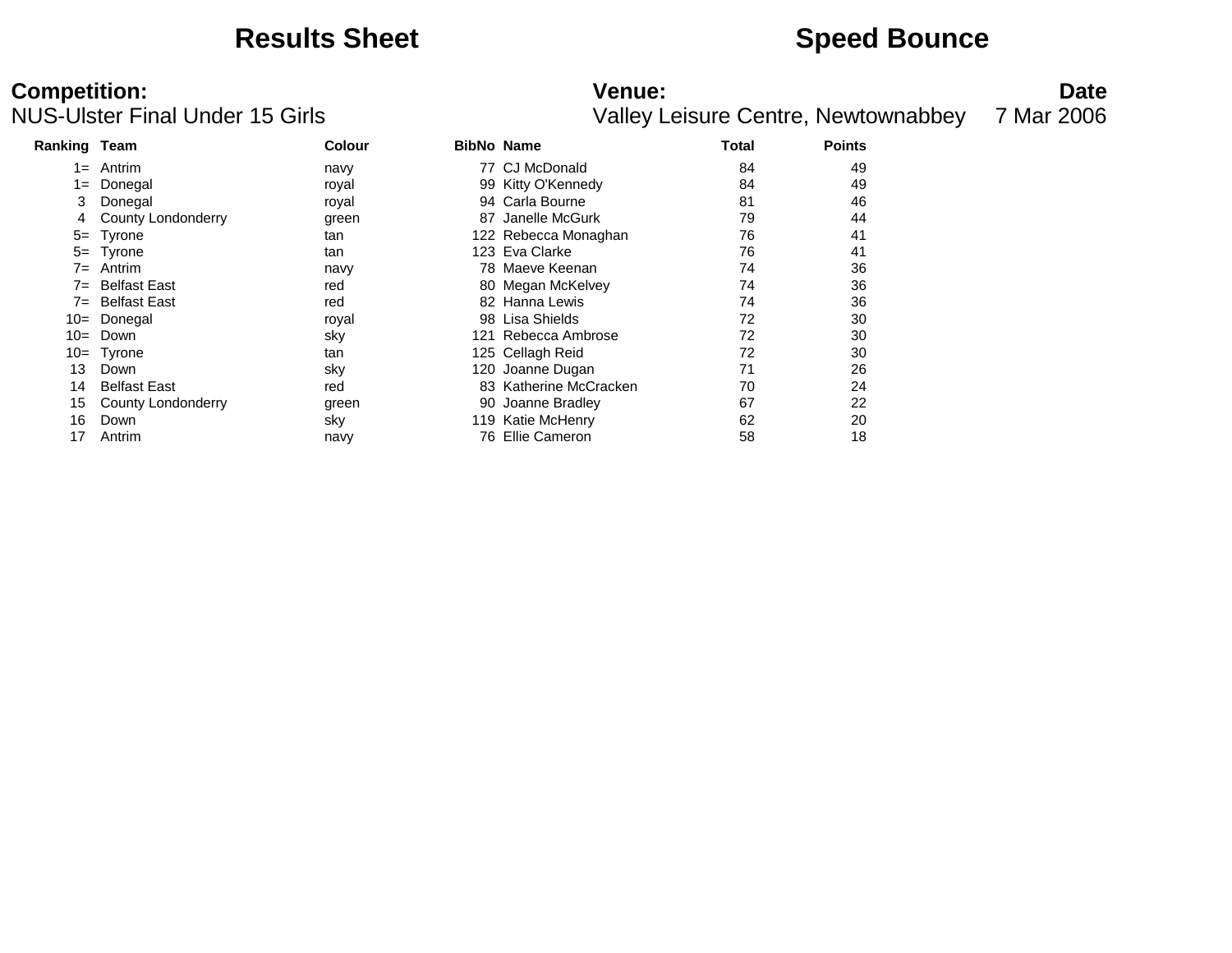# Results Sheet — Speed Bounce

**Competition:**
NUS-Ulster Final Under 15 Girls

**Venue:**
Valley Leisure Centre, Newtownabbey

**Date**
7 Mar 2006

| Ranking | Team | Colour | BibNo | Name | Total | Points |
|---|---|---|---|---|---|---|
| 1= | Antrim | navy | 77 | CJ McDonald | 84 | 49 |
| 1= | Donegal | royal | 99 | Kitty O'Kennedy | 84 | 49 |
| 3 | Donegal | royal | 94 | Carla Bourne | 81 | 46 |
| 4 | County Londonderry | green | 87 | Janelle McGurk | 79 | 44 |
| 5= | Tyrone | tan | 122 | Rebecca Monaghan | 76 | 41 |
| 5= | Tyrone | tan | 123 | Eva Clarke | 76 | 41 |
| 7= | Antrim | navy | 78 | Maeve Keenan | 74 | 36 |
| 7= | Belfast East | red | 80 | Megan McKelvey | 74 | 36 |
| 7= | Belfast East | red | 82 | Hanna Lewis | 74 | 36 |
| 10= | Donegal | royal | 98 | Lisa Shields | 72 | 30 |
| 10= | Down | sky | 121 | Rebecca Ambrose | 72 | 30 |
| 10= | Tyrone | tan | 125 | Cellagh Reid | 72 | 30 |
| 13 | Down | sky | 120 | Joanne Dugan | 71 | 26 |
| 14 | Belfast East | red | 83 | Katherine McCracken | 70 | 24 |
| 15 | County Londonderry | green | 90 | Joanne Bradley | 67 | 22 |
| 16 | Down | sky | 119 | Katie McHenry | 62 | 20 |
| 17 | Antrim | navy | 76 | Ellie Cameron | 58 | 18 |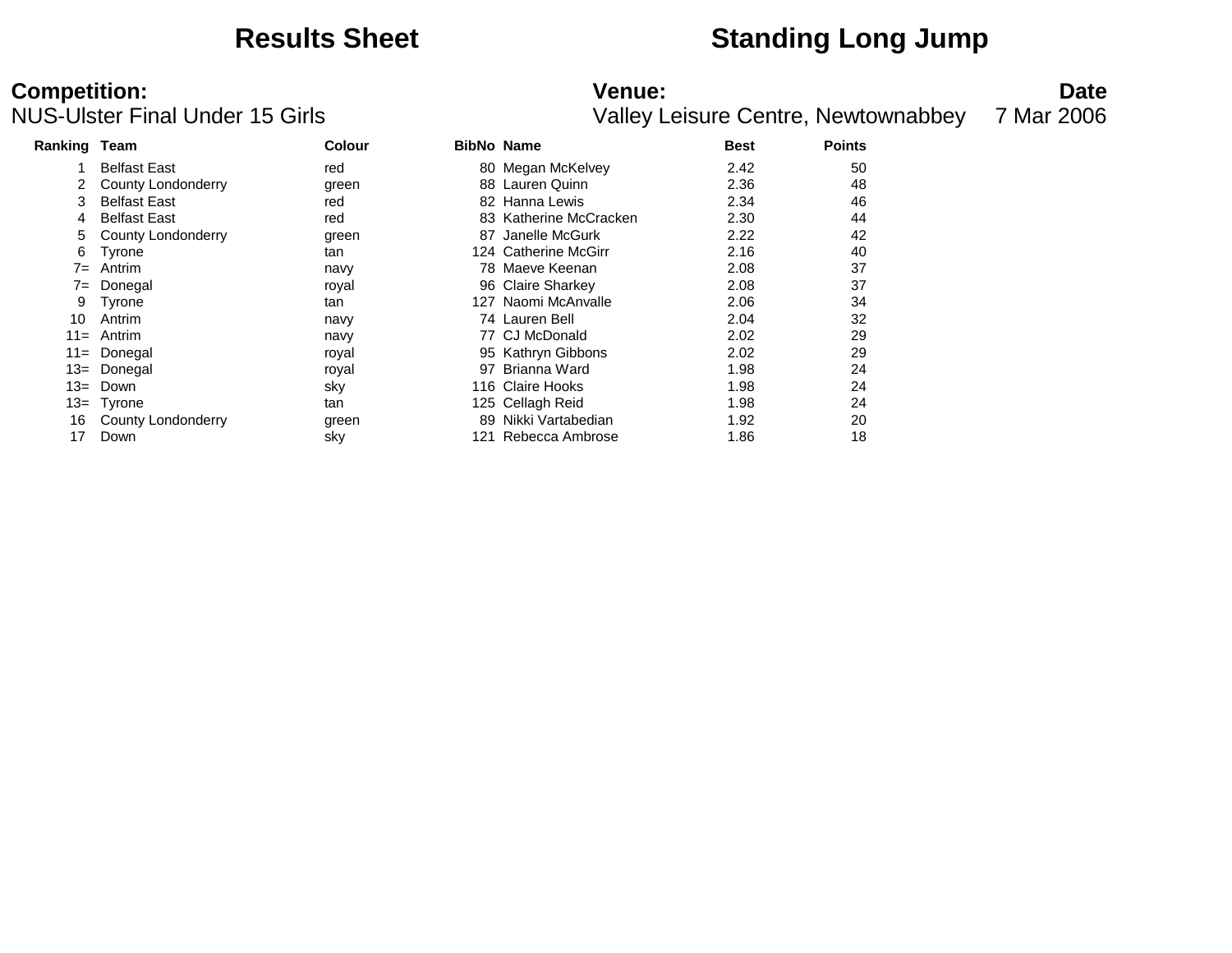# Results Sheet

# Standing Long Jump

**Competition:**
NUS-Ulster Final Under 15 Girls

**Venue:**
Valley Leisure Centre, Newtownabbey

**Date**
7 Mar 2006

| Ranking | Team | Colour | BibNo | Name | Best | Points |
|---|---|---|---|---|---|---|
| 1 | Belfast East | red | 80 | Megan McKelvey | 2.42 | 50 |
| 2 | County Londonderry | green | 88 | Lauren Quinn | 2.36 | 48 |
| 3 | Belfast East | red | 82 | Hanna Lewis | 2.34 | 46 |
| 4 | Belfast East | red | 83 | Katherine McCracken | 2.30 | 44 |
| 5 | County Londonderry | green | 87 | Janelle McGurk | 2.22 | 42 |
| 6 | Tyrone | tan | 124 | Catherine McGirr | 2.16 | 40 |
| 7= | Antrim | navy | 78 | Maeve Keenan | 2.08 | 37 |
| 7= | Donegal | royal | 96 | Claire Sharkey | 2.08 | 37 |
| 9 | Tyrone | tan | 127 | Naomi McAnvalle | 2.06 | 34 |
| 10 | Antrim | navy | 74 | Lauren Bell | 2.04 | 32 |
| 11= | Antrim | navy | 77 | CJ McDonald | 2.02 | 29 |
| 11= | Donegal | royal | 95 | Kathryn Gibbons | 2.02 | 29 |
| 13= | Donegal | royal | 97 | Brianna Ward | 1.98 | 24 |
| 13= | Down | sky | 116 | Claire Hooks | 1.98 | 24 |
| 13= | Tyrone | tan | 125 | Cellagh Reid | 1.98 | 24 |
| 16 | County Londonderry | green | 89 | Nikki Vartabedian | 1.92 | 20 |
| 17 | Down | sky | 121 | Rebecca Ambrose | 1.86 | 18 |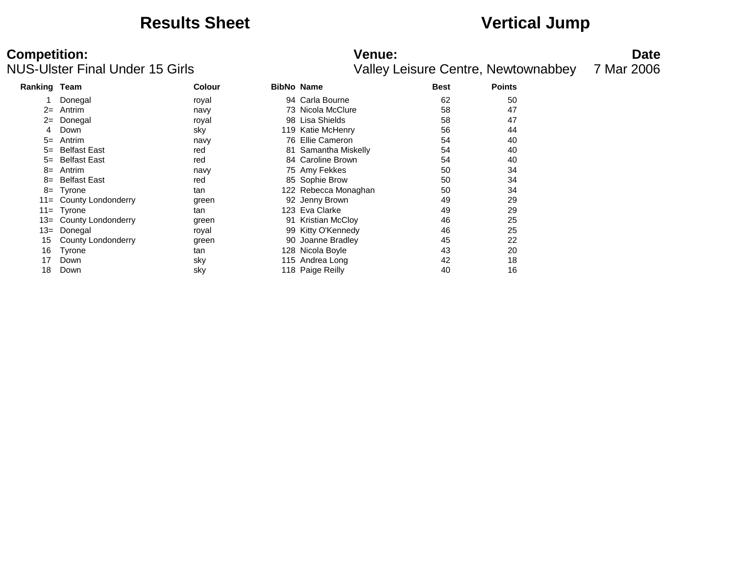# Results Sheet

# Vertical Jump

**Competition:**
NUS-Ulster Final Under 15 Girls

**Venue:**
Valley Leisure Centre, Newtownabbey

**Date**
7 Mar 2006

| Ranking | Team | Colour | BibNo | Name | Best | Points |
|---|---|---|---|---|---|---|
| 1 | Donegal | royal | 94 | Carla Bourne | 62 | 50 |
| 2= | Antrim | navy | 73 | Nicola McClure | 58 | 47 |
| 2= | Donegal | royal | 98 | Lisa Shields | 58 | 47 |
| 4 | Down | sky | 119 | Katie McHenry | 56 | 44 |
| 5= | Antrim | navy | 76 | Ellie Cameron | 54 | 40 |
| 5= | Belfast East | red | 81 | Samantha Miskelly | 54 | 40 |
| 5= | Belfast East | red | 84 | Caroline Brown | 54 | 40 |
| 8= | Antrim | navy | 75 | Amy Fekkes | 50 | 34 |
| 8= | Belfast East | red | 85 | Sophie Brow | 50 | 34 |
| 8= | Tyrone | tan | 122 | Rebecca Monaghan | 50 | 34 |
| 11= | County Londonderry | green | 92 | Jenny Brown | 49 | 29 |
| 11= | Tyrone | tan | 123 | Eva Clarke | 49 | 29 |
| 13= | County Londonderry | green | 91 | Kristian McCloy | 46 | 25 |
| 13= | Donegal | royal | 99 | Kitty O'Kennedy | 46 | 25 |
| 15 | County Londonderry | green | 90 | Joanne Bradley | 45 | 22 |
| 16 | Tyrone | tan | 128 | Nicola Boyle | 43 | 20 |
| 17 | Down | sky | 115 | Andrea Long | 42 | 18 |
| 18 | Down | sky | 118 | Paige Reilly | 40 | 16 |